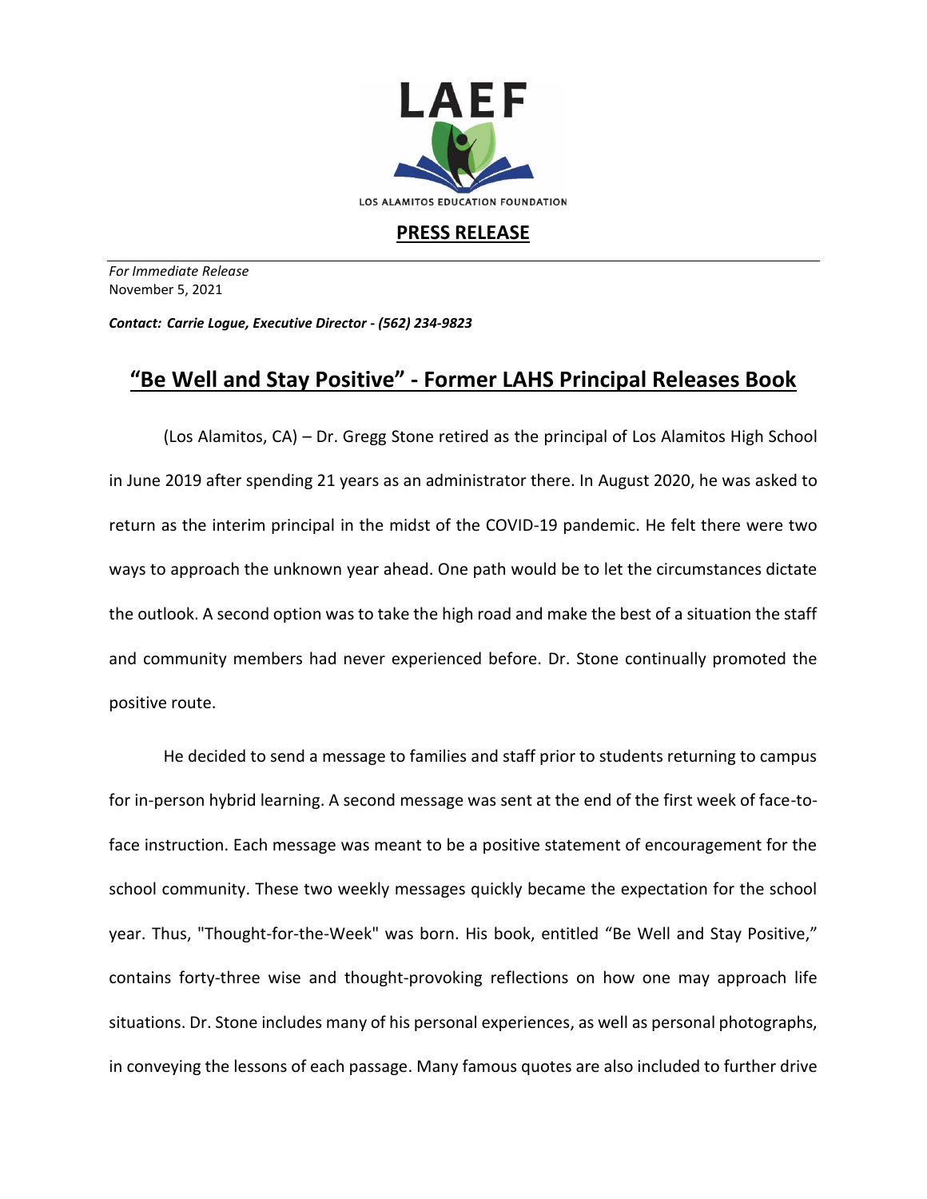LAEF

LOS ALAMITOS EDUCATION FOUNDATION

## PRESS RELEASE

*For Immediate Release*
November 5, 2021

***Contact: Carrie Logue, Executive Director - (562) 234-9823***

# "Be Well and Stay Positive" - Former LAHS Principal Releases Book

(Los Alamitos, CA) – Dr. Gregg Stone retired as the principal of Los Alamitos High School in June 2019 after spending 21 years as an administrator there. In August 2020, he was asked to return as the interim principal in the midst of the COVID-19 pandemic. He felt there were two ways to approach the unknown year ahead. One path would be to let the circumstances dictate the outlook. A second option was to take the high road and make the best of a situation the staff and community members had never experienced before. Dr. Stone continually promoted the positive route.

He decided to send a message to families and staff prior to students returning to campus for in-person hybrid learning. A second message was sent at the end of the first week of face-to-face instruction. Each message was meant to be a positive statement of encouragement for the school community. These two weekly messages quickly became the expectation for the school year. Thus, "Thought-for-the-Week" was born. His book, entitled "Be Well and Stay Positive," contains forty-three wise and thought-provoking reflections on how one may approach life situations. Dr. Stone includes many of his personal experiences, as well as personal photographs, in conveying the lessons of each passage. Many famous quotes are also included to further drive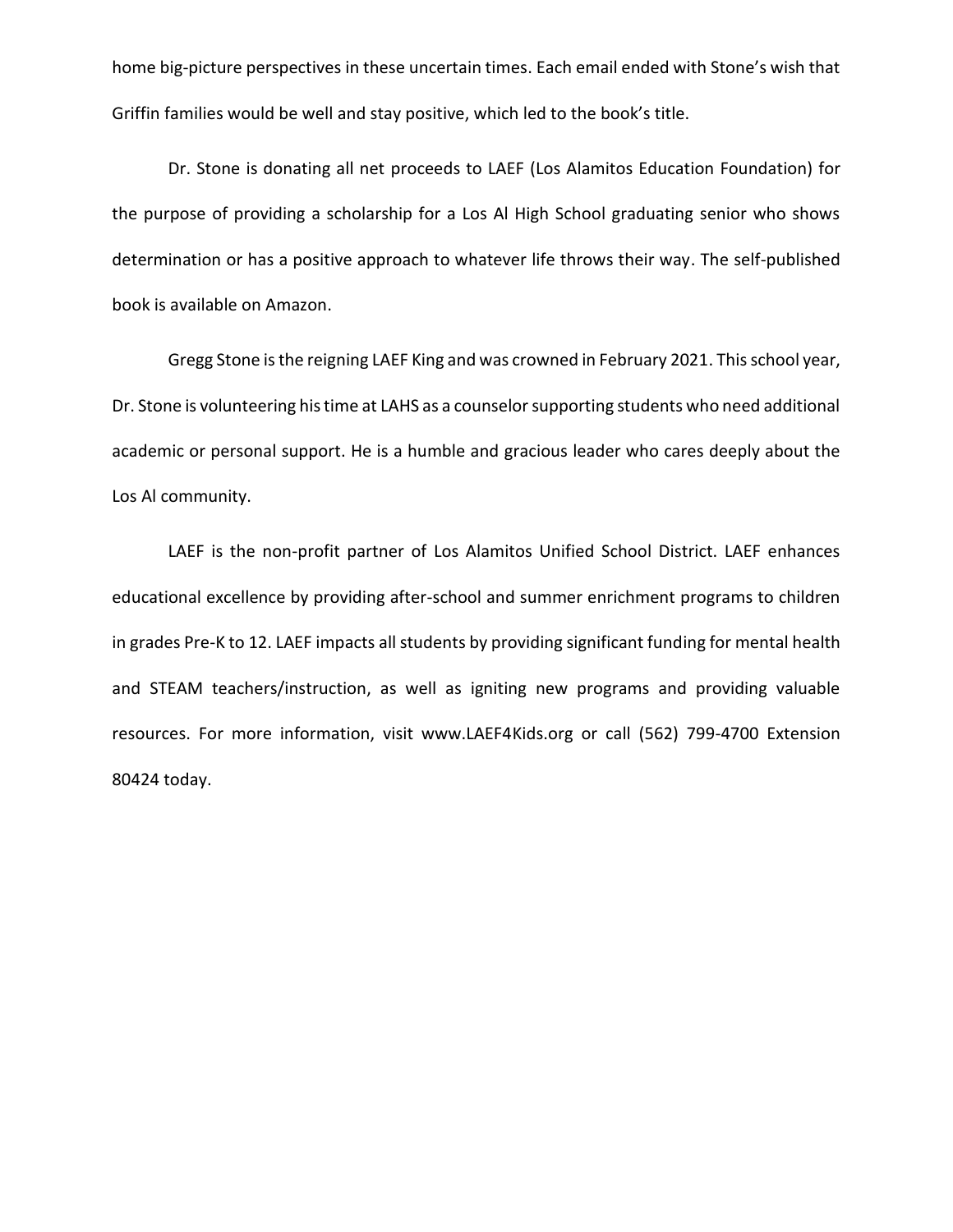home big-picture perspectives in these uncertain times. Each email ended with Stone's wish that Griffin families would be well and stay positive, which led to the book's title.

Dr. Stone is donating all net proceeds to LAEF (Los Alamitos Education Foundation) for the purpose of providing a scholarship for a Los Al High School graduating senior who shows determination or has a positive approach to whatever life throws their way. The self-published book is available on Amazon.

Gregg Stone is the reigning LAEF King and was crowned in February 2021. This school year, Dr. Stone is volunteering his time at LAHS as a counselor supporting students who need additional academic or personal support. He is a humble and gracious leader who cares deeply about the Los Al community.

LAEF is the non-profit partner of Los Alamitos Unified School District. LAEF enhances educational excellence by providing after-school and summer enrichment programs to children in grades Pre-K to 12. LAEF impacts all students by providing significant funding for mental health and STEAM teachers/instruction, as well as igniting new programs and providing valuable resources. For more information, visit www.LAEF4Kids.org or call (562) 799-4700 Extension 80424 today.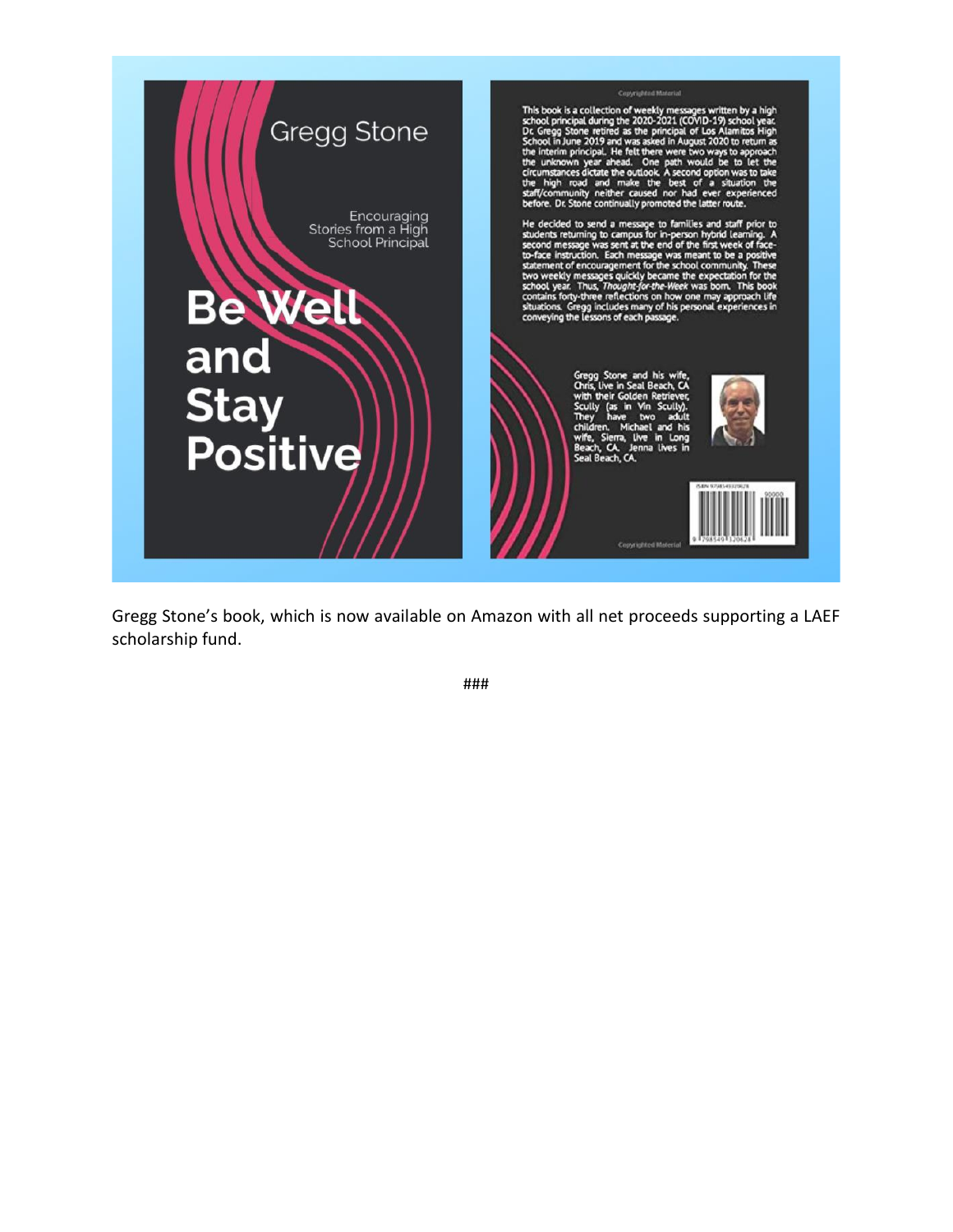Gregg Stone

Encouraging Stories from a High School Principal

# Be Well and Stay Positive

Copyrighted Material

This book is a collection of weekly messages written by a high school principal during the 2020-2021 (COVID-19) school year. Dr. Gregg Stone retired as the principal of Los Alamitos High School in June 2019 and was asked in August 2020 to return as the interim principal. He felt there were two ways to approach the unknown year ahead. One path would be to let the circumstances dictate the outlook. A second option was to take the high road and make the best of a situation the staff/community neither caused nor had ever experienced before. Dr. Stone continually promoted the latter route.

He decided to send a message to families and staff prior to students returning to campus for in-person hybrid learning. A second message was sent at the end of the first week of face-to-face instruction. Each message was meant to be a positive statement of encouragement for the school community. These two weekly messages quickly became the expectation for the school year. Thus, *Thought-for-the-Week* was born. This book contains forty-three reflections on how one may approach life situations. Gregg includes many of his personal experiences in conveying the lessons of each passage.

Gregg Stone and his wife, Chris, live in Seal Beach, CA with their Golden Retriever, Scully (as in Vin Scully). They have two adult children. Michael and his wife, Sierra, live in Long Beach, CA. Jenna lives in Seal Beach, CA.

Copyrighted Material

Gregg Stone's book, which is now available on Amazon with all net proceeds supporting a LAEF scholarship fund.

###